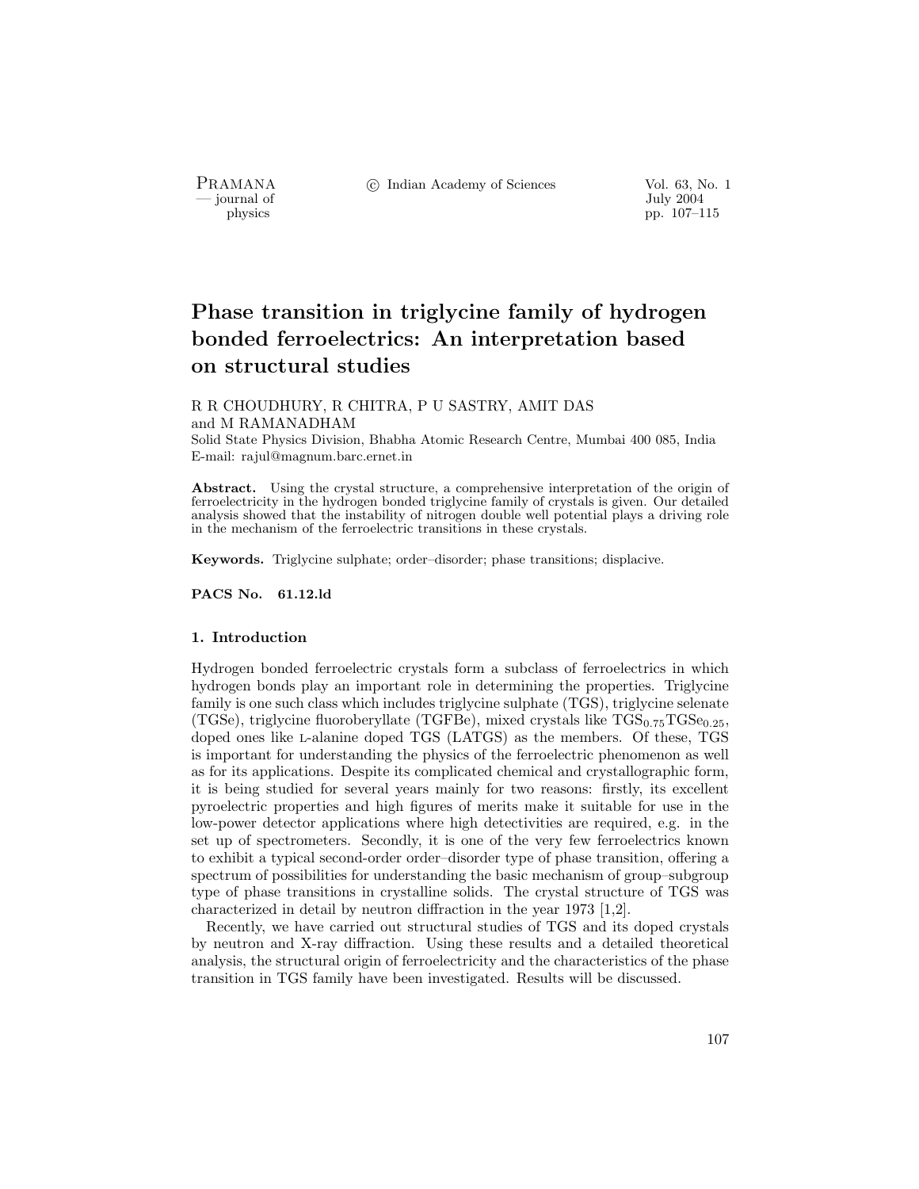# Phase transition in triglycine family of hydrogen bonded ferroelectrics: An interpretation based on structural studies

R R CHOUDHURY, R CHITRA, P U SASTRY, AMIT DAS and M RAMANADHAM

Solid State Physics Division, Bhabha Atomic Research Centre, Mumbai 400 085, India

E-mail: rajul@magnum.barc.ernet.in

**Abstract.** Using the crystal structure, a comprehensive interpretation of the origin of ferroelectricity in the hydrogen bonded triglycine family of crystals is given. Our detailed analysis showed that the instability of nitrogen double well potential plays a driving role in the mechanism of the ferroelectric transitions in these crystals.

**Keywords.** Triglycine sulphate; order–disorder; phase transitions; displacive.

**PACS No. 61.12.ld**

## 1. Introduction

Hydrogen bonded ferroelectric crystals form a subclass of ferroelectrics in which hydrogen bonds play an important role in determining the properties. Triglycine family is one such class which includes triglycine sulphate (TGS), triglycine selenate (TGSe), triglycine fluoroberyllate (TGFBe), mixed crystals like $TGS_{0.75}TGSe_{0.25}$, doped ones like L-alanine doped TGS (LATGS) as the members. Of these, TGS is important for understanding the physics of the ferroelectric phenomenon as well as for its applications. Despite its complicated chemical and crystallographic form, it is being studied for several years mainly for two reasons: firstly, its excellent pyroelectric properties and high figures of merits make it suitable for use in the low-power detector applications where high detectivities are required, e.g. in the set up of spectrometers. Secondly, it is one of the very few ferroelectrics known to exhibit a typical second-order order–disorder type of phase transition, offering a spectrum of possibilities for understanding the basic mechanism of group–subgroup type of phase transitions in crystalline solids. The crystal structure of TGS was characterized in detail by neutron diffraction in the year 1973 [1,2].

Recently, we have carried out structural studies of TGS and its doped crystals by neutron and X-ray diffraction. Using these results and a detailed theoretical analysis, the structural origin of ferroelectricity and the characteristics of the phase transition in TGS family have been investigated. Results will be discussed.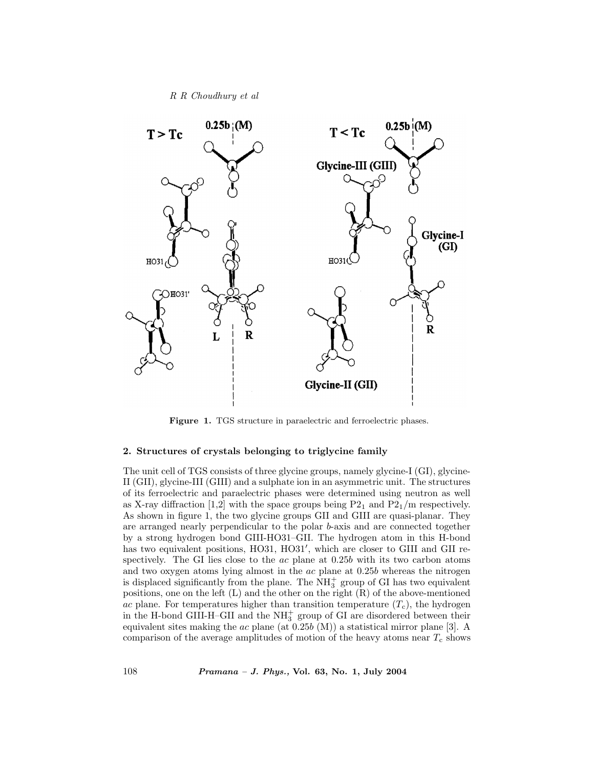Figure 1. TGS structure in paraelectric and ferroelectric phases.

## 2. Structures of crystals belonging to triglycine family

The unit cell of TGS consists of three glycine groups, namely glycine-I (GI), glycine-II (GII), glycine-III (GIII) and a sulphate ion in an asymmetric unit. The structures of its ferroelectric and paraelectric phases were determined using neutron as well as X-ray diffraction [1,2] with the space groups being $P2_1$ and $P2_1/m$ respectively. As shown in figure 1, the two glycine groups GII and GIII are quasi-planar. They are arranged nearly perpendicular to the polar *b*-axis and are connected together by a strong hydrogen bond GIII-HO31–GII. The hydrogen atom in this H-bond has two equivalent positions, HO31, HO31′, which are closer to GIII and GII respectively. The GI lies close to the *ac* plane at 0.25*b* with its two carbon atoms and two oxygen atoms lying almost in the *ac* plane at 0.25*b* whereas the nitrogen is displaced significantly from the plane. The $NH_3^+$ group of GI has two equivalent positions, one on the left (L) and the other on the right (R) of the above-mentioned *ac* plane. For temperatures higher than transition temperature ($T_c$), the hydrogen in the H-bond GIII-H–GII and the $NH_3^+$ group of GI are disordered between their equivalent sites making the *ac* plane (at 0.25*b* (M)) a statistical mirror plane [3]. A comparison of the average amplitudes of motion of the heavy atoms near $T_c$ shows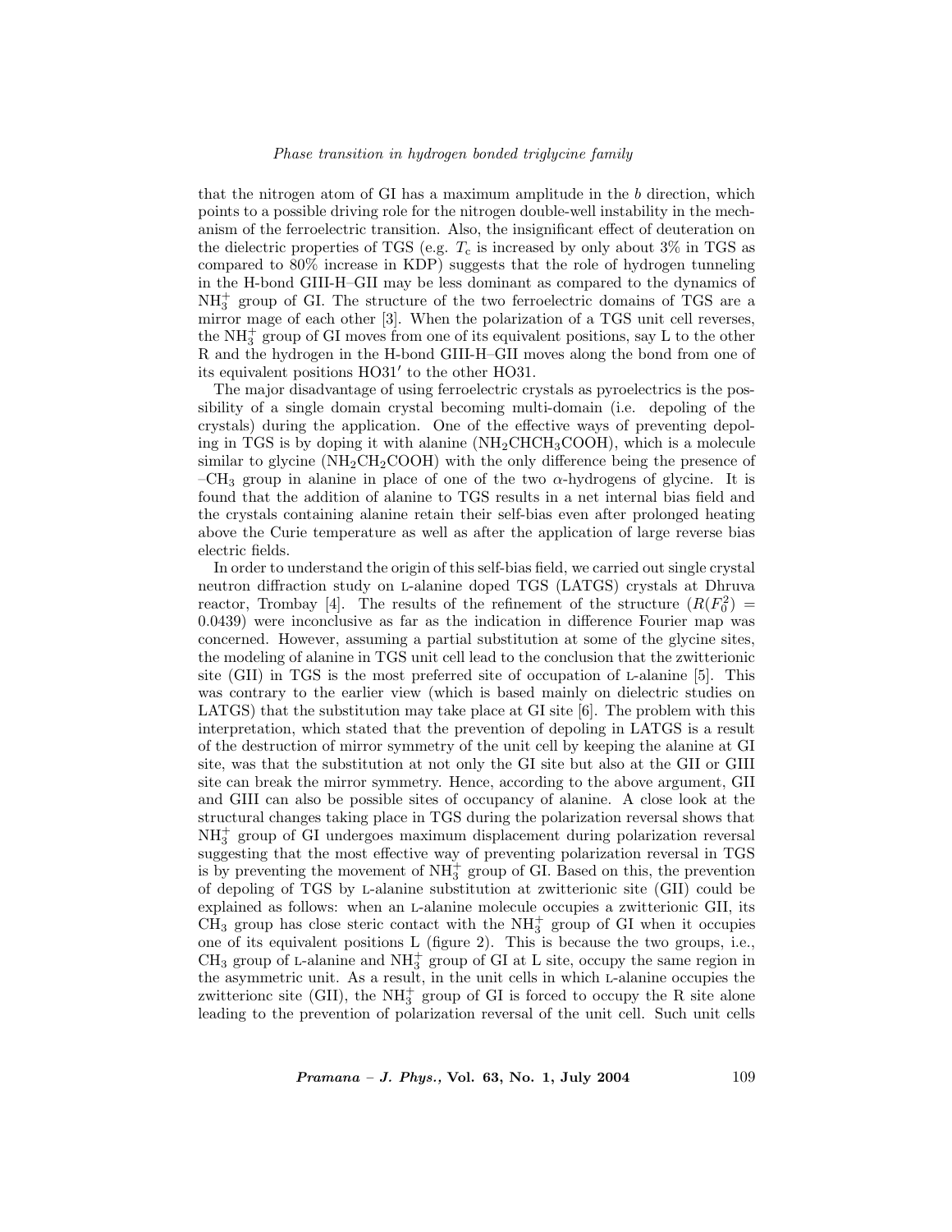that the nitrogen atom of GI has a maximum amplitude in the $b$ direction, which points to a possible driving role for the nitrogen double-well instability in the mechanism of the ferroelectric transition. Also, the insignificant effect of deuteration on the dielectric properties of TGS (e.g. $T_c$ is increased by only about 3% in TGS as compared to 80% increase in KDP) suggests that the role of hydrogen tunneling in the H-bond GIII-H–GII may be less dominant as compared to the dynamics of $NH_3^+$ group of GI. The structure of the two ferroelectric domains of TGS are a mirror mage of each other [3]. When the polarization of a TGS unit cell reverses, the $NH_3^+$ group of GI moves from one of its equivalent positions, say L to the other R and the hydrogen in the H-bond GIII-H–GII moves along the bond from one of its equivalent positions HO31′ to the other HO31.

The major disadvantage of using ferroelectric crystals as pyroelectrics is the possibility of a single domain crystal becoming multi-domain (i.e. depoling of the crystals) during the application. One of the effective ways of preventing depoling in TGS is by doping it with alanine ($NH_2CHCH_3COOH$), which is a molecule similar to glycine ($NH_2CH_2COOH$) with the only difference being the presence of $–CH_3$ group in alanine in place of one of the two $\alpha$-hydrogens of glycine. It is found that the addition of alanine to TGS results in a net internal bias field and the crystals containing alanine retain their self-bias even after prolonged heating above the Curie temperature as well as after the application of large reverse bias electric fields.

In order to understand the origin of this self-bias field, we carried out single crystal neutron diffraction study on L-alanine doped TGS (LATGS) crystals at Dhruva reactor, Trombay [4]. The results of the refinement of the structure ($R(F_0^2) = 0.0439$) were inconclusive as far as the indication in difference Fourier map was concerned. However, assuming a partial substitution at some of the glycine sites, the modeling of alanine in TGS unit cell lead to the conclusion that the zwitterionic site (GII) in TGS is the most preferred site of occupation of L-alanine [5]. This was contrary to the earlier view (which is based mainly on dielectric studies on LATGS) that the substitution may take place at GI site [6]. The problem with this interpretation, which stated that the prevention of depoling in LATGS is a result of the destruction of mirror symmetry of the unit cell by keeping the alanine at GI site, was that the substitution at not only the GI site but also at the GII or GIII site can break the mirror symmetry. Hence, according to the above argument, GII and GIII can also be possible sites of occupancy of alanine. A close look at the structural changes taking place in TGS during the polarization reversal shows that $NH_3^+$ group of GI undergoes maximum displacement during polarization reversal suggesting that the most effective way of preventing polarization reversal in TGS is by preventing the movement of $NH_3^+$ group of GI. Based on this, the prevention of depoling of TGS by L-alanine substitution at zwitterionic site (GII) could be explained as follows: when an L-alanine molecule occupies a zwitterionic GII, its $CH_3$ group has close steric contact with the $NH_3^+$ group of GI when it occupies one of its equivalent positions L (figure 2). This is because the two groups, i.e., $CH_3$ group of L-alanine and $NH_3^+$ group of GI at L site, occupy the same region in the asymmetric unit. As a result, in the unit cells in which L-alanine occupies the zwitterionc site (GII), the $NH_3^+$ group of GI is forced to occupy the R site alone leading to the prevention of polarization reversal of the unit cell. Such unit cells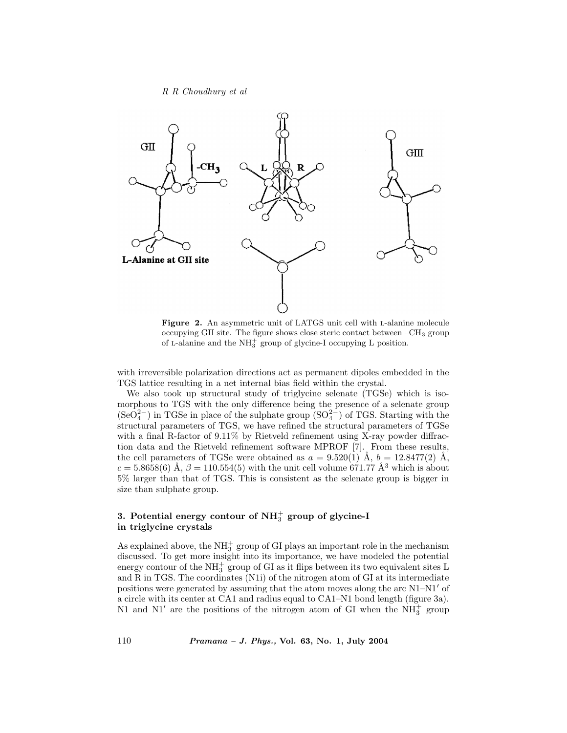**Figure 2.** An asymmetric unit of LATGS unit cell with L-alanine molecule occupying GII site. The figure shows close steric contact between $-CH_3$ group of L-alanine and the $NH_3^+$ group of glycine-I occupying L position.

with irreversible polarization directions act as permanent dipoles embedded in the TGS lattice resulting in a net internal bias field within the crystal.

We also took up structural study of triglycine selenate (TGSe) which is isomorphous to TGS with the only difference being the presence of a selenate group ($SeO_4^{2-}$) in TGSe in place of the sulphate group ($SO_4^{2-}$) of TGS. Starting with the structural parameters of TGS, we have refined the structural parameters of TGSe with a final R-factor of 9.11% by Rietveld refinement using X-ray powder diffraction data and the Rietveld refinement software MPROF [7]. From these results, the cell parameters of TGSe were obtained as $a = 9.520(1)$ Å, $b = 12.8477(2)$ Å, $c = 5.8658(6)$ Å, $\beta = 110.554(5)$ with the unit cell volume 671.77 Å$^3$ which is about 5% larger than that of TGS. This is consistent as the selenate group is bigger in size than sulphate group.

## 3. Potential energy contour of $NH_3^+$ group of glycine-I in triglycine crystals

As explained above, the $NH_3^+$ group of GI plays an important role in the mechanism discussed. To get more insight into its importance, we have modeled the potential energy contour of the $NH_3^+$ group of GI as it flips between its two equivalent sites L and R in TGS. The coordinates (N1i) of the nitrogen atom of GI at its intermediate positions were generated by assuming that the atom moves along the arc N1–N1′ of a circle with its center at CA1 and radius equal to CA1–N1 bond length (figure 3a). N1 and N1′ are the positions of the nitrogen atom of GI when the $NH_3^+$ group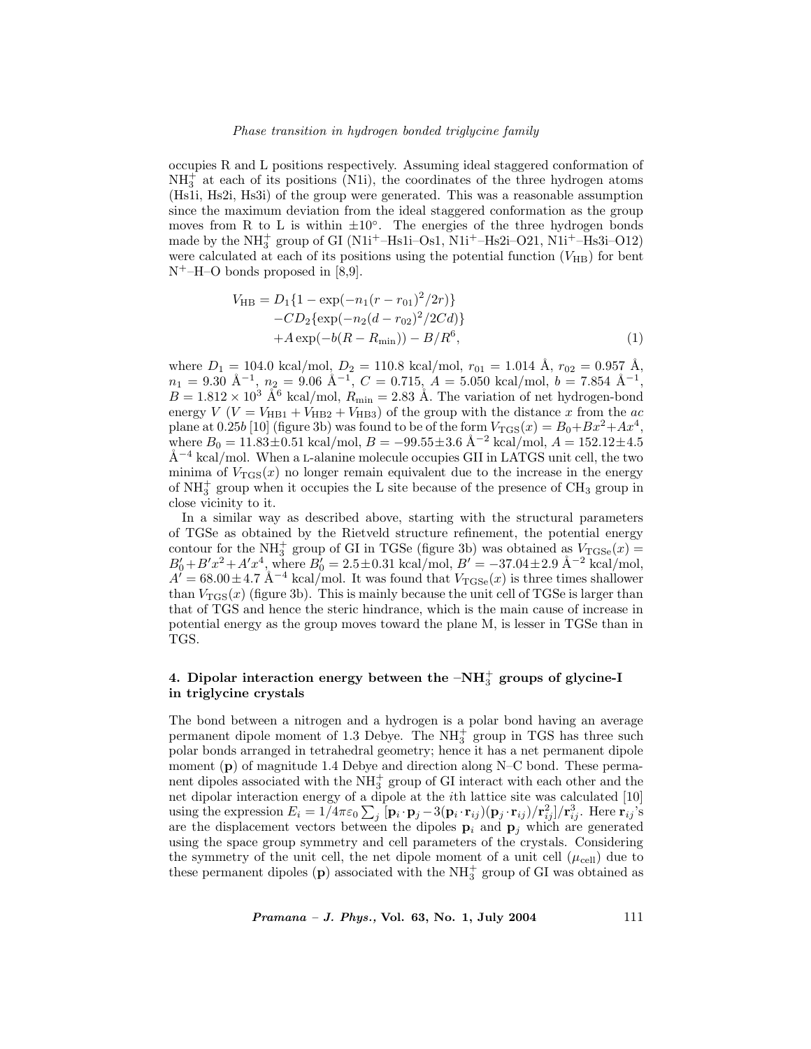occupies R and L positions respectively. Assuming ideal staggered conformation of $NH_3^+$ at each of its positions (N1i), the coordinates of the three hydrogen atoms (Hs1i, Hs2i, Hs3i) of the group were generated. This was a reasonable assumption since the maximum deviation from the ideal staggered conformation as the group moves from R to L is within $\pm 10°$. The energies of the three hydrogen bonds made by the $NH_3^+$ group of GI ($N1i^+$–Hs1i–Os1, $N1i^+$–Hs2i–O21, $N1i^+$–Hs3i–O12) were calculated at each of its positions using the potential function ($V_{HB}$) for bent $N^+$–H–O bonds proposed in [8,9].

$$
\begin{aligned}
V_{HB} = & D_1\{1 - \exp(-n_1(r - r_{01})^2/2r)\} \\
& -CD_2\{\exp(-n_2(d - r_{02})^2/2Cd)\} \\
& +A\exp(-b(R - R_{min})) - B/R^6,
\end{aligned}
\tag{1}
$$

where $D_1 = 104.0$ kcal/mol, $D_2 = 110.8$ kcal/mol, $r_{01} = 1.014$ Å, $r_{02} = 0.957$ Å, $n_1 = 9.30$ Å$^{-1}$, $n_2 = 9.06$ Å$^{-1}$, $C = 0.715$, $A = 5.050$ kcal/mol, $b = 7.854$ Å$^{-1}$, $B = 1.812 \times 10^3$ Å$^6$ kcal/mol, $R_{min} = 2.83$ Å. The variation of net hydrogen-bond energy $V$ ($V = V_{HB1} + V_{HB2} + V_{HB3}$) of the group with the distance $x$ from the $ac$ plane at $0.25b$ [10] (figure 3b) was found to be of the form $V_{TGS}(x) = B_0 + Bx^2 + Ax^4$, where $B_0 = 11.83 \pm 0.51$ kcal/mol, $B = -99.55 \pm 3.6$ Å$^{-2}$ kcal/mol, $A = 152.12 \pm 4.5$ Å$^{-4}$ kcal/mol. When a L-alanine molecule occupies GII in LATGS unit cell, the two minima of $V_{TGS}(x)$ no longer remain equivalent due to the increase in the energy of $NH_3^+$ group when it occupies the L site because of the presence of $CH_3$ group in close vicinity to it.

In a similar way as described above, starting with the structural parameters of TGSe as obtained by the Rietveld structure refinement, the potential energy contour for the $NH_3^+$ group of GI in TGSe (figure 3b) was obtained as $V_{TGSe}(x) = B_0' + B'x^2 + A'x^4$, where $B_0' = 2.5 \pm 0.31$ kcal/mol, $B' = -37.04 \pm 2.9$ Å$^{-2}$ kcal/mol, $A' = 68.00 \pm 4.7$ Å$^{-4}$ kcal/mol. It was found that $V_{TGSe}(x)$ is three times shallower than $V_{TGS}(x)$ (figure 3b). This is mainly because the unit cell of TGSe is larger than that of TGS and hence the steric hindrance, which is the main cause of increase in potential energy as the group moves toward the plane M, is lesser in TGSe than in TGS.

## 4. Dipolar interaction energy between the –$NH_3^+$ groups of glycine-I in triglycine crystals

The bond between a nitrogen and a hydrogen is a polar bond having an average permanent dipole moment of 1.3 Debye. The $NH_3^+$ group in TGS has three such polar bonds arranged in tetrahedral geometry; hence it has a net permanent dipole moment ($\mathbf{p}$) of magnitude 1.4 Debye and direction along N–C bond. These permanent dipoles associated with the $NH_3^+$ group of GI interact with each other and the net dipolar interaction energy of a dipole at the $i$th lattice site was calculated [10] using the expression $E_i = 1/4\pi\varepsilon_0 \sum_j [\mathbf{p}_i \cdot \mathbf{p}_j - 3(\mathbf{p}_i \cdot \mathbf{r}_{ij})(\mathbf{p}_j \cdot \mathbf{r}_{ij})/\mathbf{r}_{ij}^2]/\mathbf{r}_{ij}^3$. Here $\mathbf{r}_{ij}$'s are the displacement vectors between the dipoles $\mathbf{p}_i$ and $\mathbf{p}_j$ which are generated using the space group symmetry and cell parameters of the crystals. Considering the symmetry of the unit cell, the net dipole moment of a unit cell ($\mu_{cell}$) due to these permanent dipoles ($\mathbf{p}$) associated with the $NH_3^+$ group of GI was obtained as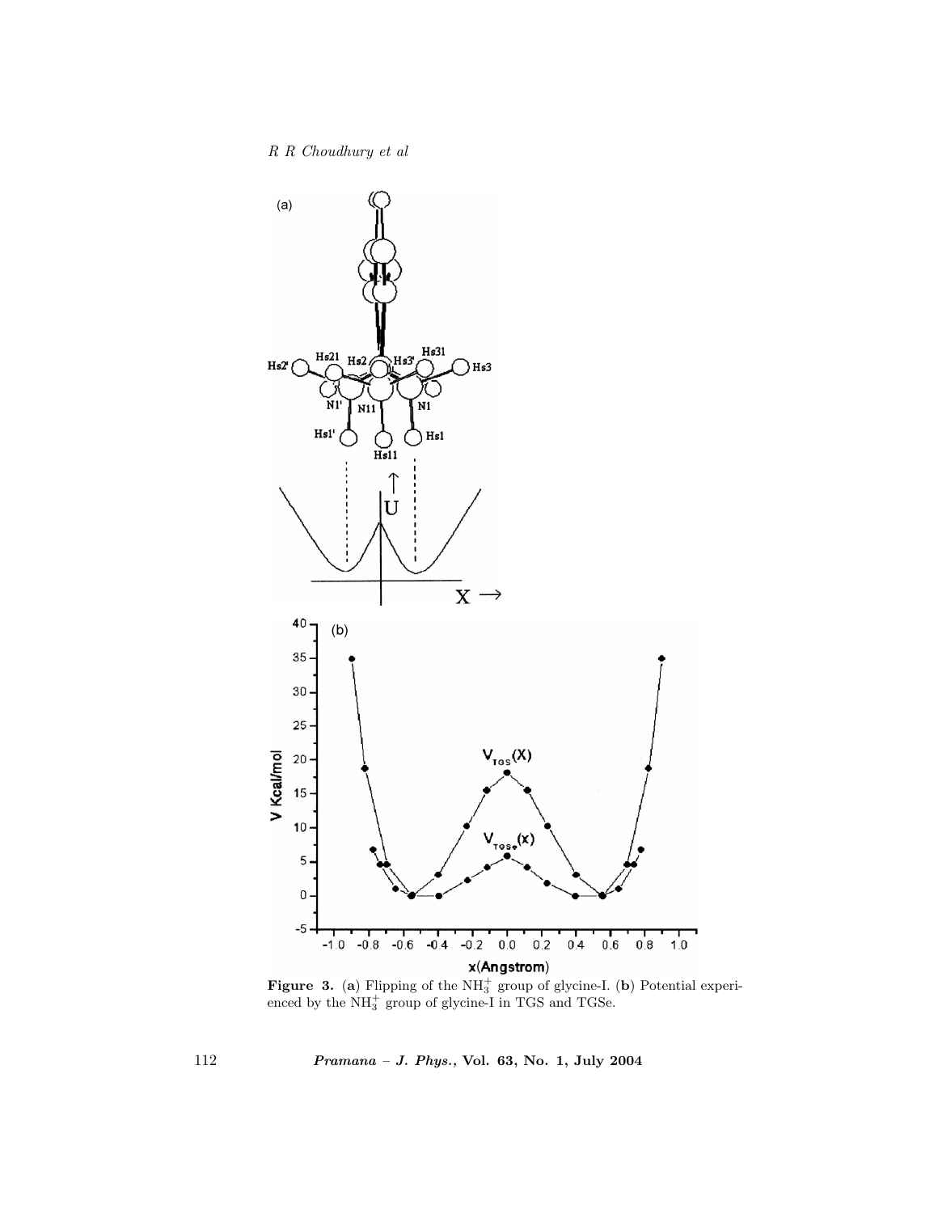**Figure 3.** (**a**) Flipping of the $NH_3^+$ group of glycine-I. (**b**) Potential experienced by the $NH_3^+$ group of glycine-I in TGS and TGSe.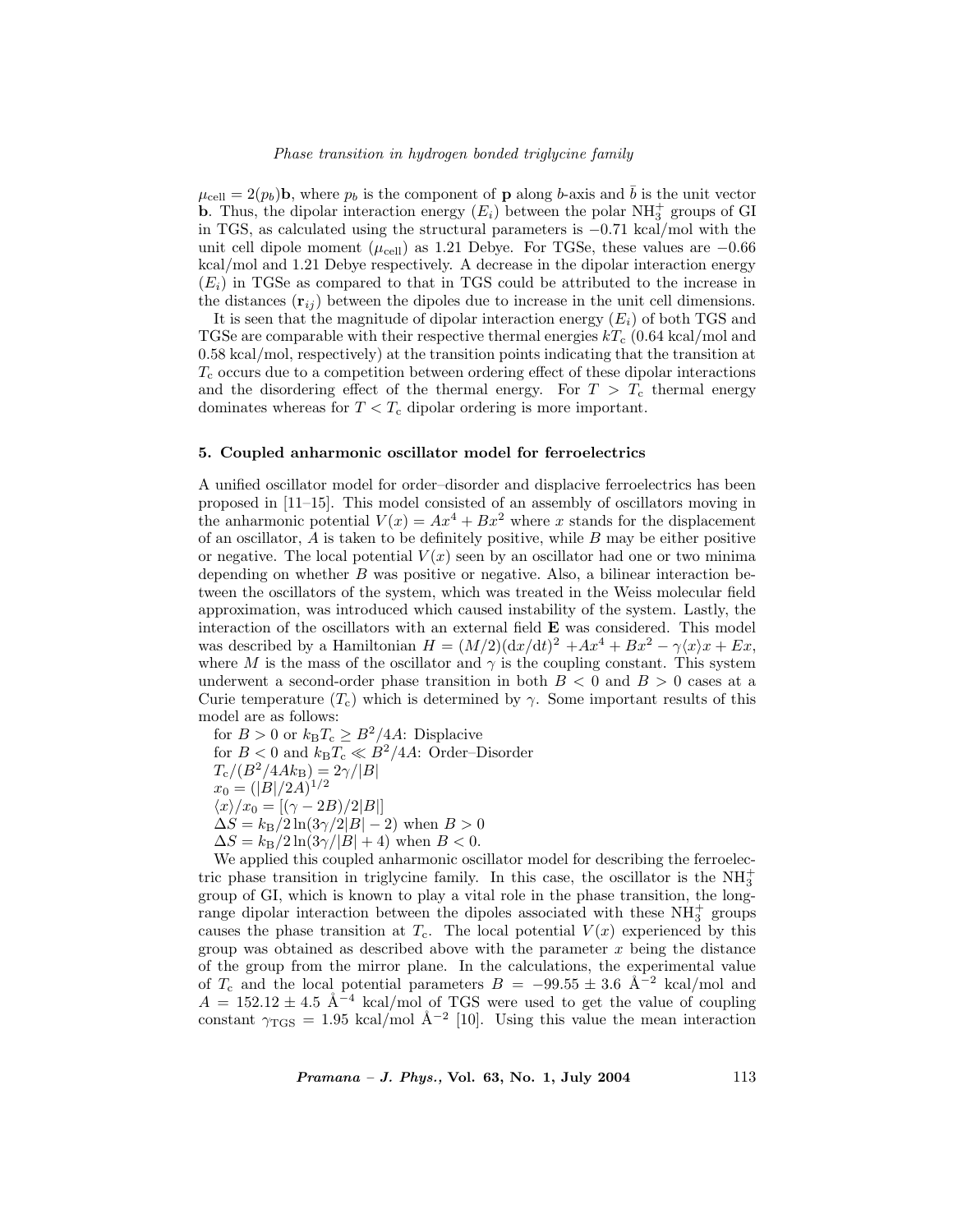$\mu_{\text{cell}} = 2(p_b)\mathbf{b}$, where $p_b$ is the component of $\mathbf{p}$ along $b$-axis and $\bar{b}$ is the unit vector $\mathbf{b}$. Thus, the dipolar interaction energy ($E_i$) between the polar $NH_3^+$ groups of GI in TGS, as calculated using the structural parameters is $-0.71$ kcal/mol with the unit cell dipole moment ($\mu_{\text{cell}}$) as 1.21 Debye. For TGSe, these values are $-0.66$ kcal/mol and 1.21 Debye respectively. A decrease in the dipolar interaction energy ($E_i$) in TGSe as compared to that in TGS could be attributed to the increase in the distances ($\mathbf{r}_{ij}$) between the dipoles due to increase in the unit cell dimensions.

It is seen that the magnitude of dipolar interaction energy ($E_i$) of both TGS and TGSe are comparable with their respective thermal energies $kT_c$ (0.64 kcal/mol and 0.58 kcal/mol, respectively) at the transition points indicating that the transition at $T_c$ occurs due to a competition between ordering effect of these dipolar interactions and the disordering effect of the thermal energy. For $T > T_c$ thermal energy dominates whereas for $T < T_c$ dipolar ordering is more important.

## 5. Coupled anharmonic oscillator model for ferroelectrics

A unified oscillator model for order–disorder and displacive ferroelectrics has been proposed in [11–15]. This model consisted of an assembly of oscillators moving in the anharmonic potential $V(x) = Ax^4 + Bx^2$ where $x$ stands for the displacement of an oscillator, $A$ is taken to be definitely positive, while $B$ may be either positive or negative. The local potential $V(x)$ seen by an oscillator had one or two minima depending on whether $B$ was positive or negative. Also, a bilinear interaction between the oscillators of the system, which was treated in the Weiss molecular field approximation, was introduced which caused instability of the system. Lastly, the interaction of the oscillators with an external field $\mathbf{E}$ was considered. This model was described by a Hamiltonian $H = (M/2)(\mathrm{d}x/\mathrm{d}t)^2 + Ax^4 + Bx^2 - \gamma\langle x\rangle x + Ex$, where $M$ is the mass of the oscillator and $\gamma$ is the coupling constant. This system underwent a second-order phase transition in both $B < 0$ and $B > 0$ cases at a Curie temperature ($T_c$) which is determined by $\gamma$. Some important results of this model are as follows:

for $B > 0$ or $k_B T_c \geq B^2/4A$: Displacive
for $B < 0$ and $k_B T_c \ll B^2/4A$: Order–Disorder
$T_c/(B^2/4Ak_B) = 2\gamma/|B|$
$x_0 = (|B|/2A)^{1/2}$
$\langle x\rangle/x_0 = [(\gamma - 2B)/2|B|]$
$\Delta S = k_B/2\ln(3\gamma/2|B| - 2)$ when $B > 0$
$\Delta S = k_B/2\ln(3\gamma/|B| + 4)$ when $B < 0$.

We applied this coupled anharmonic oscillator model for describing the ferroelectric phase transition in triglycine family. In this case, the oscillator is the $NH_3^+$ group of GI, which is known to play a vital role in the phase transition, the long-range dipolar interaction between the dipoles associated with these $NH_3^+$ groups causes the phase transition at $T_c$. The local potential $V(x)$ experienced by this group was obtained as described above with the parameter $x$ being the distance of the group from the mirror plane. In the calculations, the experimental value of $T_c$ and the local potential parameters $B = -99.55 \pm 3.6$ Å$^{-2}$ kcal/mol and $A = 152.12 \pm 4.5$ Å$^{-4}$ kcal/mol of TGS were used to get the value of coupling constant $\gamma_{\text{TGS}} = 1.95$ kcal/mol Å$^{-2}$ [10]. Using this value the mean interaction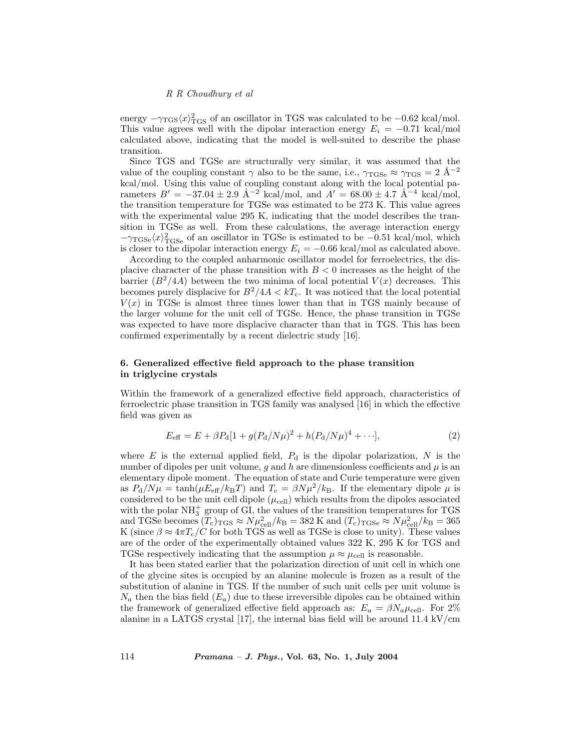energy $-\gamma_{\rm TGS}\langle x\rangle^2_{\rm TGS}$ of an oscillator in TGS was calculated to be $-0.62$ kcal/mol. This value agrees well with the dipolar interaction energy $E_i = -0.71$ kcal/mol calculated above, indicating that the model is well-suited to describe the phase transition.

Since TGS and TGSe are structurally very similar, it was assumed that the value of the coupling constant $\gamma$ also to be the same, i.e., $\gamma_{\rm TGSe} \approx \gamma_{\rm TGS} = 2$ Å$^{-2}$ kcal/mol. Using this value of coupling constant along with the local potential parameters $B' = -37.04 \pm 2.9$ Å$^{-2}$ kcal/mol, and $A' = 68.00 \pm 4.7$ Å$^{-4}$ kcal/mol, the transition temperature for TGSe was estimated to be 273 K. This value agrees with the experimental value 295 K, indicating that the model describes the transition in TGSe as well. From these calculations, the average interaction energy $-\gamma_{\rm TGSe}\langle x\rangle^2_{\rm TGSe}$ of an oscillator in TGSe is estimated to be $-0.51$ kcal/mol, which is closer to the dipolar interaction energy $E_i = -0.66$ kcal/mol as calculated above.

According to the coupled anharmonic oscillator model for ferroelectrics, the displacive character of the phase transition with $B < 0$ increases as the height of the barrier $(B^2/4A)$ between the two minima of local potential $V(x)$ decreases. This becomes purely displacive for $B^2/4A < kT_{\rm c}$. It was noticed that the local potential $V(x)$ in TGSe is almost three times lower than that in TGS mainly because of the larger volume for the unit cell of TGSe. Hence, the phase transition in TGSe was expected to have more displacive character than that in TGS. This has been confirmed experimentally by a recent dielectric study [16].

## 6. Generalized effective field approach to the phase transition in triglycine crystals

Within the framework of a generalized effective field approach, characteristics of ferroelectric phase transition in TGS family was analysed [16] in which the effective field was given as

$$E_{\rm eff} = E + \beta P_{\rm d}[1 + g(P_{\rm d}/N\mu)^2 + h(P_{\rm d}/N\mu)^4 + \cdots], \tag{2}$$

where $E$ is the external applied field, $P_{\rm d}$ is the dipolar polarization, $N$ is the number of dipoles per unit volume, $g$ and $h$ are dimensionless coefficients and $\mu$ is an elementary dipole moment. The equation of state and Curie temperature were given as $P_{\rm d}/N\mu = \tanh(\mu E_{\rm eff}/k_{\rm B}T)$ and $T_{\rm c} = \beta N\mu^2/k_{\rm B}$. If the elementary dipole $\mu$ is considered to be the unit cell dipole ($\mu_{\rm cell}$) which results from the dipoles associated with the polar $NH_3^+$ group of GI, the values of the transition temperatures for TGS and TGSe becomes $(T_{\rm c})_{\rm TGS} \approx N\mu^2_{\rm cell}/k_{\rm B} = 382$ K and $(T_{\rm c})_{\rm TGSe} \approx N\mu^2_{\rm cell}/k_{\rm B} = 365$ K (since $\beta \approx 4\pi T_{\rm c}/C$ for both TGS as well as TGSe is close to unity). These values are of the order of the experimentally obtained values 322 K, 295 K for TGS and TGSe respectively indicating that the assumption $\mu \approx \mu_{\rm cell}$ is reasonable.

It has been stated earlier that the polarization direction of unit cell in which one of the glycine sites is occupied by an alanine molecule is frozen as a result of the substitution of alanine in TGS. If the number of such unit cells per unit volume is $N_a$ then the bias field ($E_a$) due to these irreversible dipoles can be obtained within the framework of generalized effective field approach as: $E_a = \beta N_a \mu_{\rm cell}$. For 2% alanine in a LATGS crystal [17], the internal bias field will be around 11.4 kV/cm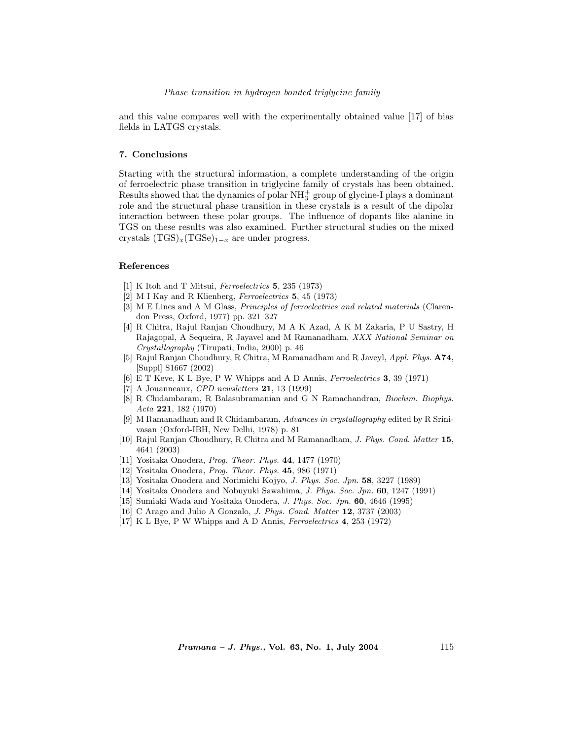and this value compares well with the experimentally obtained value [17] of bias fields in LATGS crystals.

## 7. Conclusions

Starting with the structural information, a complete understanding of the origin of ferroelectric phase transition in triglycine family of crystals has been obtained. Results showed that the dynamics of polar $NH_3^+$ group of glycine-I plays a dominant role and the structural phase transition in these crystals is a result of the dipolar interaction between these polar groups. The influence of dopants like alanine in TGS on these results was also examined. Further structural studies on the mixed crystals $(TGS)_x(TGSe)_{1-x}$ are under progress.

## References

[1] K Itoh and T Mitsui, *Ferroelectrics* **5**, 235 (1973)
[2] M I Kay and R Klienberg, *Ferroelectrics* **5**, 45 (1973)
[3] M E Lines and A M Glass, *Principles of ferroelectrics and related materials* (Clarendon Press, Oxford, 1977) pp. 321–327
[4] R Chitra, Rajul Ranjan Choudhury, M A K Azad, A K M Zakaria, P U Sastry, H Rajagopal, A Sequeira, R Jayavel and M Ramanadham, *XXX National Seminar on Crystallography* (Tirupati, India, 2000) p. 46
[5] Rajul Ranjan Choudhury, R Chitra, M Ramanadham and R Javeyl, *Appl. Phys.* **A74**, [Suppl] S1667 (2002)
[6] E T Keve, K L Bye, P W Whipps and A D Annis, *Ferroelectrics* **3**, 39 (1971)
[7] A Jouanneaux, *CPD newsletters* **21**, 13 (1999)
[8] R Chidambaram, R Balasubramanian and G N Ramachandran, *Biochim. Biophys. Acta* **221**, 182 (1970)
[9] M Ramanadham and R Chidambaram, *Advances in crystallography* edited by R Srinivasan (Oxford-IBH, New Delhi, 1978) p. 81
[10] Rajul Ranjan Choudhury, R Chitra and M Ramanadham, *J. Phys. Cond. Matter* **15**, 4641 (2003)
[11] Yositaka Onodera, *Prog. Theor. Phys.* **44**, 1477 (1970)
[12] Yositaka Onodera, *Prog. Theor. Phys.* **45**, 986 (1971)
[13] Yositaka Onodera and Norimichi Kojyo, *J. Phys. Soc. Jpn.* **58**, 3227 (1989)
[14] Yositaka Onodera and Nobuyuki Sawahima, *J. Phys. Soc. Jpn.* **60**, 1247 (1991)
[15] Sumiaki Wada and Yositaka Onodera, *J. Phys. Soc. Jpn.* **60**, 4646 (1995)
[16] C Arago and Julio A Gonzalo, *J. Phys. Cond. Matter* **12**, 3737 (2003)
[17] K L Bye, P W Whipps and A D Annis, *Ferroelectrics* **4**, 253 (1972)